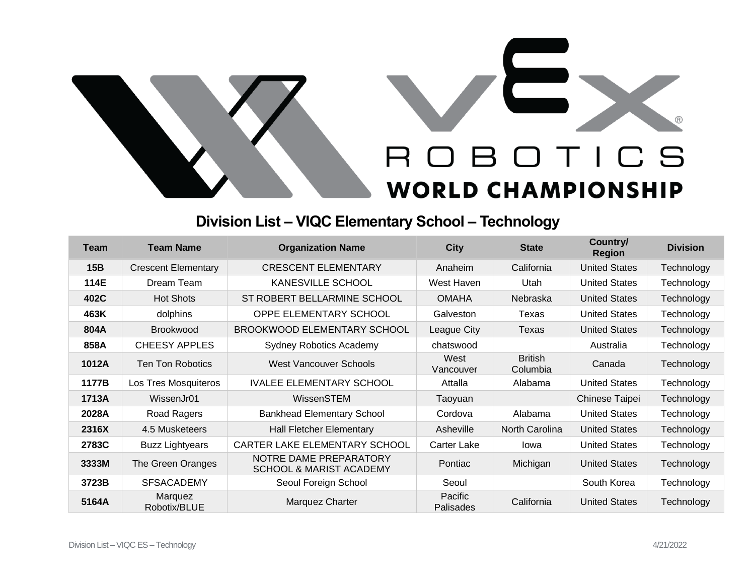VEX ROBOTICS WORLD CHAMPIONSHIP

## Division List – VIQC Elementary School – Technology

| Team | Team Name | Organization Name | City | State | Country/ Region | Division |
|---|---|---|---|---|---|---|
| **15B** | Crescent Elementary | CRESCENT ELEMENTARY | Anaheim | California | United States | Technology |
| **114E** | Dream Team | KANESVILLE SCHOOL | West Haven | Utah | United States | Technology |
| **402C** | Hot Shots | ST ROBERT BELLARMINE SCHOOL | OMAHA | Nebraska | United States | Technology |
| **463K** | dolphins | OPPE ELEMENTARY SCHOOL | Galveston | Texas | United States | Technology |
| **804A** | Brookwood | BROOKWOOD ELEMENTARY SCHOOL | League City | Texas | United States | Technology |
| **858A** | CHEESY APPLES | Sydney Robotics Academy | chatswood | | Australia | Technology |
| **1012A** | Ten Ton Robotics | West Vancouver Schools | West Vancouver | British Columbia | Canada | Technology |
| **1177B** | Los Tres Mosquiteros | IVALEE ELEMENTARY SCHOOL | Attalla | Alabama | United States | Technology |
| **1713A** | WissenJr01 | WissenSTEM | Taoyuan | | Chinese Taipei | Technology |
| **2028A** | Road Ragers | Bankhead Elementary School | Cordova | Alabama | United States | Technology |
| **2316X** | 4.5 Musketeers | Hall Fletcher Elementary | Asheville | North Carolina | United States | Technology |
| **2783C** | Buzz Lightyears | CARTER LAKE ELEMENTARY SCHOOL | Carter Lake | Iowa | United States | Technology |
| **3333M** | The Green Oranges | NOTRE DAME PREPARATORY SCHOOL & MARIST ACADEMY | Pontiac | Michigan | United States | Technology |
| **3723B** | SFSACADEMY | Seoul Foreign School | Seoul | | South Korea | Technology |
| **5164A** | Marquez Robotix/BLUE | Marquez Charter | Pacific Palisades | California | United States | Technology |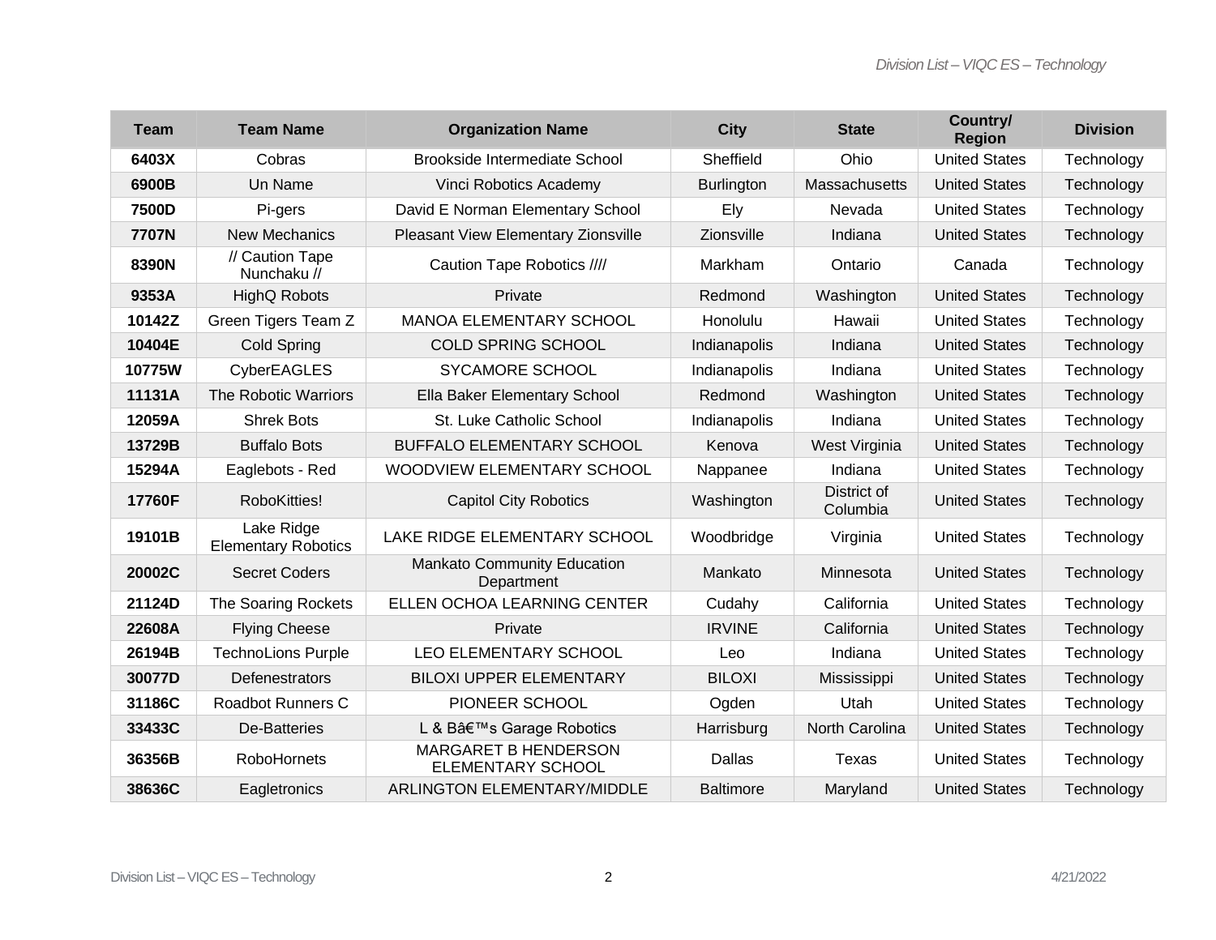| Team | Team Name | Organization Name | City | State | Country/ Region | Division |
|---|---|---|---|---|---|---|
| **6403X** | Cobras | Brookside Intermediate School | Sheffield | Ohio | United States | Technology |
| **6900B** | Un Name | Vinci Robotics Academy | Burlington | Massachusetts | United States | Technology |
| **7500D** | Pi-gers | David E Norman Elementary School | Ely | Nevada | United States | Technology |
| **7707N** | New Mechanics | Pleasant View Elementary Zionsville | Zionsville | Indiana | United States | Technology |
| **8390N** | // Caution Tape Nunchaku // | Caution Tape Robotics //// | Markham | Ontario | Canada | Technology |
| **9353A** | HighQ Robots | Private | Redmond | Washington | United States | Technology |
| **10142Z** | Green Tigers Team Z | MANOA ELEMENTARY SCHOOL | Honolulu | Hawaii | United States | Technology |
| **10404E** | Cold Spring | COLD SPRING SCHOOL | Indianapolis | Indiana | United States | Technology |
| **10775W** | CyberEAGLES | SYCAMORE SCHOOL | Indianapolis | Indiana | United States | Technology |
| **11131A** | The Robotic Warriors | Ella Baker Elementary School | Redmond | Washington | United States | Technology |
| **12059A** | Shrek Bots | St. Luke Catholic School | Indianapolis | Indiana | United States | Technology |
| **13729B** | Buffalo Bots | BUFFALO ELEMENTARY SCHOOL | Kenova | West Virginia | United States | Technology |
| **15294A** | Eaglebots - Red | WOODVIEW ELEMENTARY SCHOOL | Nappanee | Indiana | United States | Technology |
| **17760F** | RoboKitties! | Capitol City Robotics | Washington | District of Columbia | United States | Technology |
| **19101B** | Lake Ridge Elementary Robotics | LAKE RIDGE ELEMENTARY SCHOOL | Woodbridge | Virginia | United States | Technology |
| **20002C** | Secret Coders | Mankato Community Education Department | Mankato | Minnesota | United States | Technology |
| **21124D** | The Soaring Rockets | ELLEN OCHOA LEARNING CENTER | Cudahy | California | United States | Technology |
| **22608A** | Flying Cheese | Private | IRVINE | California | United States | Technology |
| **26194B** | TechnoLions Purple | LEO ELEMENTARY SCHOOL | Leo | Indiana | United States | Technology |
| **30077D** | Defenestrators | BILOXI UPPER ELEMENTARY | BILOXI | Mississippi | United States | Technology |
| **31186C** | Roadbot Runners C | PIONEER SCHOOL | Ogden | Utah | United States | Technology |
| **33433C** | De-Batteries | L & Bâ€™s Garage Robotics | Harrisburg | North Carolina | United States | Technology |
| **36356B** | RoboHornets | MARGARET B HENDERSON ELEMENTARY SCHOOL | Dallas | Texas | United States | Technology |
| **38636C** | Eagletronics | ARLINGTON ELEMENTARY/MIDDLE | Baltimore | Maryland | United States | Technology |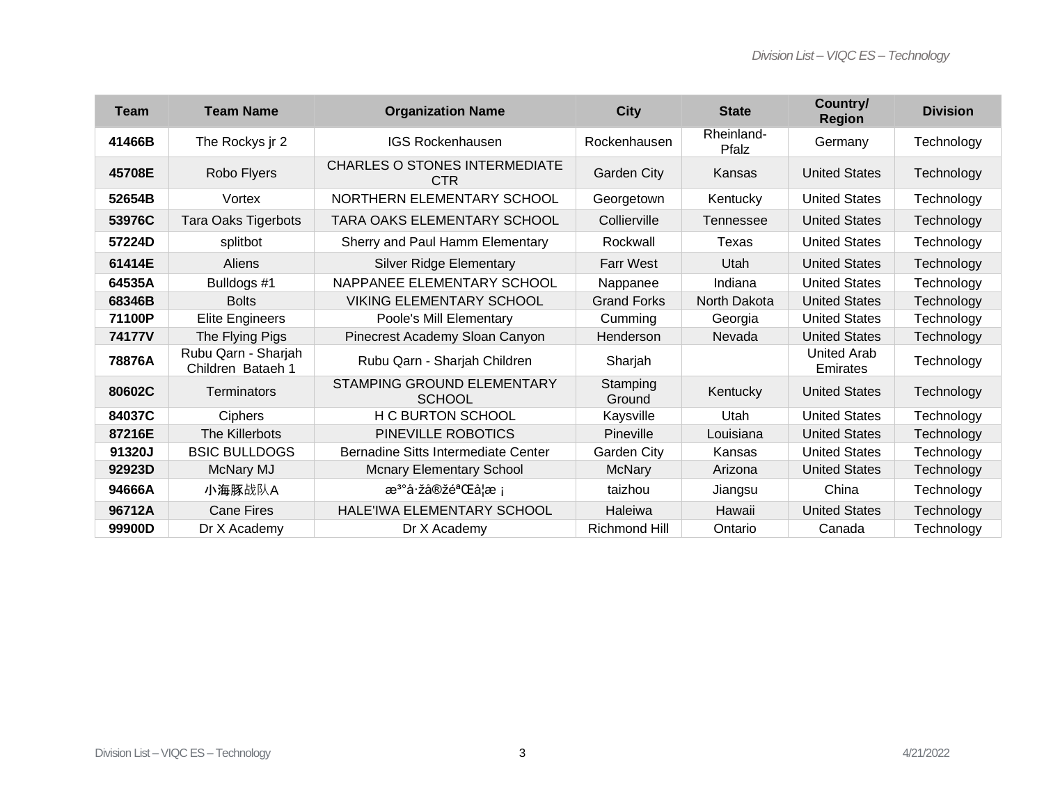| Team | Team Name | Organization Name | City | State | Country/ Region | Division |
|---|---|---|---|---|---|---|
| **41466B** | The Rockys jr 2 | IGS Rockenhausen | Rockenhausen | Rheinland-Pfalz | Germany | Technology |
| **45708E** | Robo Flyers | CHARLES O STONES INTERMEDIATE CTR | Garden City | Kansas | United States | Technology |
| **52654B** | Vortex | NORTHERN ELEMENTARY SCHOOL | Georgetown | Kentucky | United States | Technology |
| **53976C** | Tara Oaks Tigerbots | TARA OAKS ELEMENTARY SCHOOL | Collierville | Tennessee | United States | Technology |
| **57224D** | splitbot | Sherry and Paul Hamm Elementary | Rockwall | Texas | United States | Technology |
| **61414E** | Aliens | Silver Ridge Elementary | Farr West | Utah | United States | Technology |
| **64535A** | Bulldogs #1 | NAPPANEE ELEMENTARY SCHOOL | Nappanee | Indiana | United States | Technology |
| **68346B** | Bolts | VIKING ELEMENTARY SCHOOL | Grand Forks | North Dakota | United States | Technology |
| **71100P** | Elite Engineers | Poole's Mill Elementary | Cumming | Georgia | United States | Technology |
| **74177V** | The Flying Pigs | Pinecrest Academy Sloan Canyon | Henderson | Nevada | United States | Technology |
| **78876A** | Rubu Qarn - Sharjah Children Bataeh 1 | Rubu Qarn - Sharjah Children | Sharjah | | United Arab Emirates | Technology |
| **80602C** | Terminators | STAMPING GROUND ELEMENTARY SCHOOL | Stamping Ground | Kentucky | United States | Technology |
| **84037C** | Ciphers | H C BURTON SCHOOL | Kaysville | Utah | United States | Technology |
| **87216E** | The Killerbots | PINEVILLE ROBOTICS | Pineville | Louisiana | United States | Technology |
| **91320J** | BSIC BULLDOGS | Bernadine Sitts Intermediate Center | Garden City | Kansas | United States | Technology |
| **92923D** | McNary MJ | Mcnary Elementary School | McNary | Arizona | United States | Technology |
| **94666A** | 小海豚战队A | æ³°å·žå®žéªŒå¦æ ¡ | taizhou | Jiangsu | China | Technology |
| **96712A** | Cane Fires | HALE'IWA ELEMENTARY SCHOOL | Haleiwa | Hawaii | United States | Technology |
| **99900D** | Dr X Academy | Dr X Academy | Richmond Hill | Ontario | Canada | Technology |